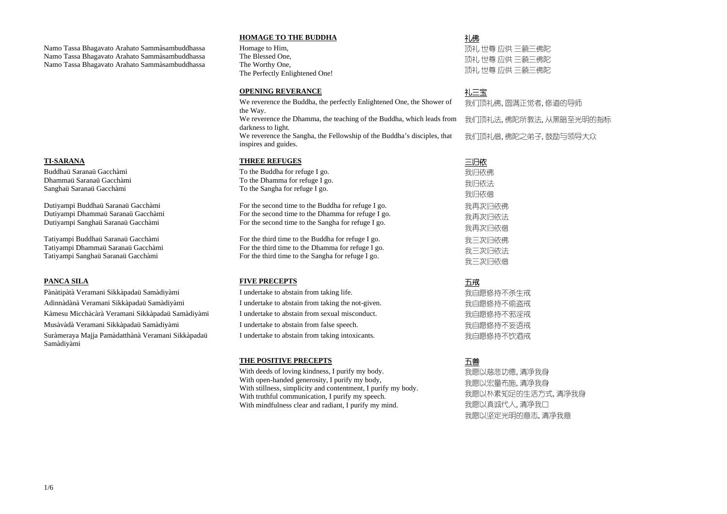Namo Tassa Bhagavato Arahato Sammàsambuddhassa
Namo Tassa Bhagavato Arahato Sammàsambuddhassa
Namo Tassa Bhagavato Arahato Sammàsambuddhassa

**HOMAGE TO THE BUDDHA**

Homage to Him,
The Blessed One,
The Worthy One,
The Perfectly Enlightened One!

**礼佛**

顶礼 世尊 应供 三藐三佛陀
顶礼 世尊 应供 三藐三佛陀
顶礼 世尊 应供 三藐三佛陀

**OPENING REVERANCE**

We reverence the Buddha, the perfectly Enlightened One, the Shower of the Way.
We reverence the Dhamma, the teaching of the Buddha, which leads from darkness to light.
We reverence the Sangha, the Fellowship of the Buddha's disciples, that inspires and guides.

**礼三宝**

我们顶礼佛, 圆满正觉者, 修道的导师
我们顶礼法, 佛陀所教法, 从黑暗至光明的指标
我们顶礼僧, 佛陀之弟子, 鼓励与领导大众

**TI-SARANA**

Buddhaü Saranaü Gacchàmi
Dhammaü Saranaü Gacchàmi
Sanghaü Saranaü Gacchàmi

Dutiyampi Buddhaü Saranaü Gacchàmi
Dutiyampi Dhammaü Saranaü Gacchàmi
Dutiyampi Sanghaü Saranaü Gacchàmi

Tatiyampi Buddhaü Saranaü Gacchàmi
Tatiyampi Dhammaü Saranaü Gacchàmi
Tatiyampi Sanghaü Saranaü Gacchàmi

**THREE REFUGES**

To the Buddha for refuge I go.
To the Dhamma for refuge I go.
To the Sangha for refuge I go.

For the second time to the Buddha for refuge I go.
For the second time to the Dhamma for refuge I go.
For the second time to the Sangha for refuge I go.

For the third time to the Buddha for refuge I go.
For the third time to the Dhamma for refuge I go.
For the third time to the Sangha for refuge I go.

**三归依**

我归依佛
我归依法
我归依僧
我再次归依佛
我再次归依法
我再次归依僧
我三次归依佛
我三次归依法
我三次归依僧

**PANCA SILA**

Pànàtipàtà Veramani Sikkàpadaü Samàdiyàmi
Adinnàdànà Veramani Sikkàpadaü Samàdiyàmi
Kàmesu Micchàcàrà Veramani Sikkàpadaü Samàdiyàmi
Musàvàdà Veramani Sikkàpadaü Samàdiyàmi
Suràmeraya Majja Pamàdatthànà Veramani Sikkàpadaü Samàdiyàmi

**FIVE PRECEPTS**

I undertake to abstain from taking life.
I undertake to abstain from taking the not-given.
I undertake to abstain from sexual misconduct.
I undertake to abstain from false speech.
I undertake to abstain from taking intoxicants.

**五戒**

我自愿修持不杀生戒
我自愿修持不偷盗戒
我自愿修持不邪淫戒
我自愿修持不妄语戒
我自愿修持不饮酒戒

**THE POSITIVE PRECEPTS**

With deeds of loving kindness, I purify my body.
With open-handed generosity, I purify my body,
With stillness, simplicity and contentment, I purify my body.
With truthful communication, I purify my speech.
With mindfulness clear and radiant, I purify my mind.

**五善**

我愿以慈悲功德, 清净我身
我愿以宏量布施, 清净我身
我愿以朴素知足的生活方式, 清净我身
我愿以真诚代人, 清净我口
我愿以坚定光明的意志, 清净我意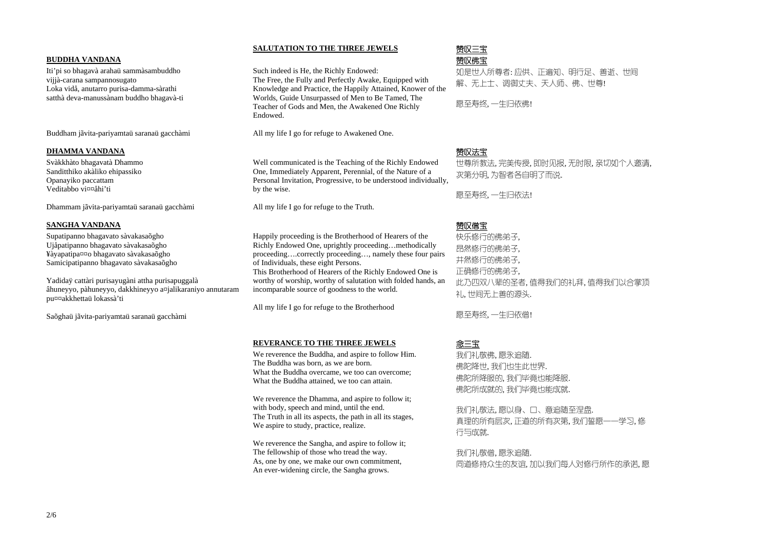### BUDDHA VANDANA

Iti'pi so bhagavà arahaü sammàsambuddho
vijjà-carana sampannosugato
Loka vidå, anutarro purisa-damma-sàrathi
satthà deva-manussànam buddho bhagavà-ti

Buddham jãvita-pariyamtaü saranaü gacchàmi

### SALUTATION TO THE THREE JEWELS

Such indeed is He, the Richly Endowed:
The Free, the Fully and Perfectly Awake, Equipped with Knowledge and Practice, the Happily Attained, Knower of the Worlds, Guide Unsurpassed of Men to Be Tamed, The Teacher of Gods and Men, the Awakened One Richly Endowed.

All my life I go for refuge to Awakened One.

### 赞叹三宝

### 赞叹佛宝

如是世人所尊者: 应供、正遍知、明行足、善逝、世间解、无上士、调御丈夫、天人师、佛、世尊!

愿至寿终, 一生归依佛!

### DHAMMA VANDANA

Svàkkhàto bhagavatà Dhammo
Sanditthiko akàliko ehipassiko
Opanayiko paccattam
Veditabbo vi¤¤åhi'ti

Dhammam jãvita-pariyamtaü saranaü gacchàmi

Well communicated is the Teaching of the Richly Endowed One, Immediately Apparent, Perennial, of the Nature of a Personal Invitation, Progressive, to be understood individually, by the wise.

All my life I go for refuge to the Truth.

### 赞叹法宝

世尊所教法, 完美传授, 即时见报, 无时限, 亲切如个人邀请, 次第分明, 为智者各自明了而说.

愿至寿终, 一生归依法!

### SANGHA VANDANA

Supatipanno bhagavato sàvakasaõgho
Ujåpatipanno bhagavato sàvakasaõgho
¥àyapatipa¤¤o bhagavato sàvakasaõgho
Samicipatipanno bhagavato sàvakasaõgho

Yadidaÿ cattàri purisayugàni attha purisapuggalà
âhuneyyo, pàhuneyyo, dakkhineyyo a¤jalikaraniyo annutaram pu¤¤akkhettaü lokassà'ti

Saõghaü jãvita-pariyamtaü saranaü gacchàmi

Happily proceeding is the Brotherhood of Hearers of the Richly Endowed One, uprightly proceeding…methodically proceeding….correctly proceeding…, namely these four pairs of Individuals, these eight Persons.
This Brotherhood of Hearers of the Richly Endowed One is worthy of worship, worthy of salutation with folded hands, an incomparable source of goodness to the world.

All my life I go for refuge to the Brotherhood

### 赞叹僧宝

快乐修行的佛弟子,
昂然修行的佛弟子,
井然修行的佛弟子,
正确修行的佛弟子,
此乃四双八辈的圣者, 值得我们的礼拜, 值得我们以合掌顶礼, 世间无上善的源头.

愿至寿终, 一生归依僧!

### REVERANCE TO THE THREE JEWELS

We reverence the Buddha, and aspire to follow Him.
The Buddha was born, as we are born.
What the Buddha overcame, we too can overcome;
What the Buddha attained, we too can attain.

We reverence the Dhamma, and aspire to follow it;
with body, speech and mind, until the end.
The Truth in all its aspects, the path in all its stages,
We aspire to study, practice, realize.

We reverence the Sangha, and aspire to follow it;
The fellowship of those who tread the way.
As, one by one, we make our own commitment,
An ever-widening circle, the Sangha grows.

### 念三宝

我们礼敬佛, 愿永追随.
佛陀降世, 我们也生此世界.
佛陀所降服的, 我们毕竟也能降服.
佛陀所成就的, 我们毕竟也能成就.

我们礼敬法, 愿以身、口、意追随至涅盘.
真理的所有层次, 正道的所有次第, 我们誓愿——学习, 修行与成就.

我们礼敬僧, 愿永追随.
同道修持众生的友谊, 加以我们每人对修行所作的承诺, 愿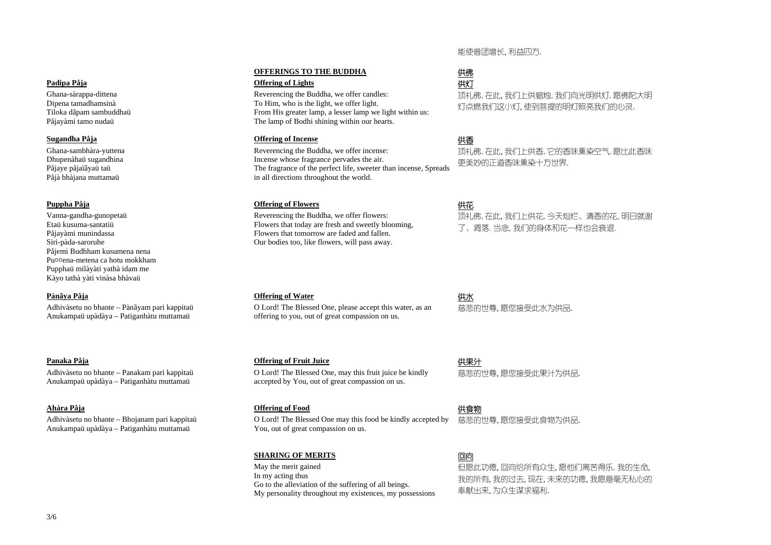能使僧团增长, 利益四方.

## OFFERINGS TO THE BUDDHA

## 供佛

### Padipa Påja

Ghana-sàrappa-dittena
Dipena tamadhamsinà
Tiloka dãpam sambuddhaü
Påjayàmi tamo nudaü

### Offering of Lights

Reverencing the Buddha, we offer candles:
To Him, who is the light, we offer light.
From His greater lamp, a lesser lamp we light within us:
The lamp of Bodhi shining within our hearts.

### 供灯

顶礼佛. 在此, 我们上供蜡烛. 我们向光明供灯. 愿佛陀大明灯点燃我们这小灯, 使到菩提的明灯照亮我们的心灵.

### Sugandha Påja

Ghana-sambhàra-yuttena
Dhupenàhaü sugandhina
Påjaye påjaïãyaü taü
Påjà bhàjana muttamaü

### Offering of Incense

Reverencing the Buddha, we offer incense:
Incense whose fragrance pervades the air.
The fragrance of the perfect life, sweeter than incense, Spreads in all directions throughout the world.

### 供香

顶礼佛. 在此, 我们上供香. 它的香味熏染空气. 愿比此香味更美妙的正道香味熏染十方世界.

### Puppha Påja

Vanna-gandha-gunopetaü
Etaü kusuma-santatiü
Påjayàmi munindassa
Siri-pàda-saroruhe
Påjemi Budhham kusumena nena
Pu¤¤ena-metena ca hotu mokkham
Pupphaü milàyàti yathà idam me
Kàyo tathà yàti vinàsa bhàvaü

### Offering of Flowers

Reverencing the Buddha, we offer flowers:
Flowers that today are fresh and sweetly blooming,
Flowers that tomorrow are faded and fallen.
Our bodies too, like flowers, will pass away.

### 供花

顶礼佛. 在此, 我们上供花. 今天灿烂、清香的花, 明日就谢了、凋落. 当念, 我们的身体和花一样也会衰退.

### Pànãya Påja

Adhivàsetu no bhante – Pànãyam pari kappitaü
Anukampaü upàdàya – Patiganhàtu muttamaü

### Offering of Water

O Lord! The Blessed One, please accept this water, as an offering to you, out of great compassion on us.

### 供水

慈悲的世尊, 愿您接受此水为供品.

### Panaka Påja

Adhivàsetu no bhante – Panakam pari kappitaü
Anukampaü upàdàya – Patiganhàtu muttamaü

### Offering of Fruit Juice

O Lord! The Blessed One, may this fruit juice be kindly accepted by You, out of great compassion on us.

### 供果汁

慈悲的世尊, 愿您接受此果汁为供品.

### Ahàra Påja

Adhivàsetu no bhante – Bhojanam pari kappitaü
Anukampaü upàdàya – Patiganhàtu muttamaü

### Offering of Food

O Lord! The Blessed One may this food be kindly accepted by You, out of great compassion on us.

### 供食物

慈悲的世尊, 愿您接受此食物为供品.

## SHARING OF MERITS

May the merit gained
In my acting thus
Go to the alleviation of the suffering of all beings.
My personality throughout my existences, my possessions

## 回向

但愿此功德, 回向给所有众生, 愿他们离苦得乐. 我的生命, 我的所有, 我的过去, 现在, 未来的功德, 我愿意毫无私心的奉献出来, 为众生谋求福利.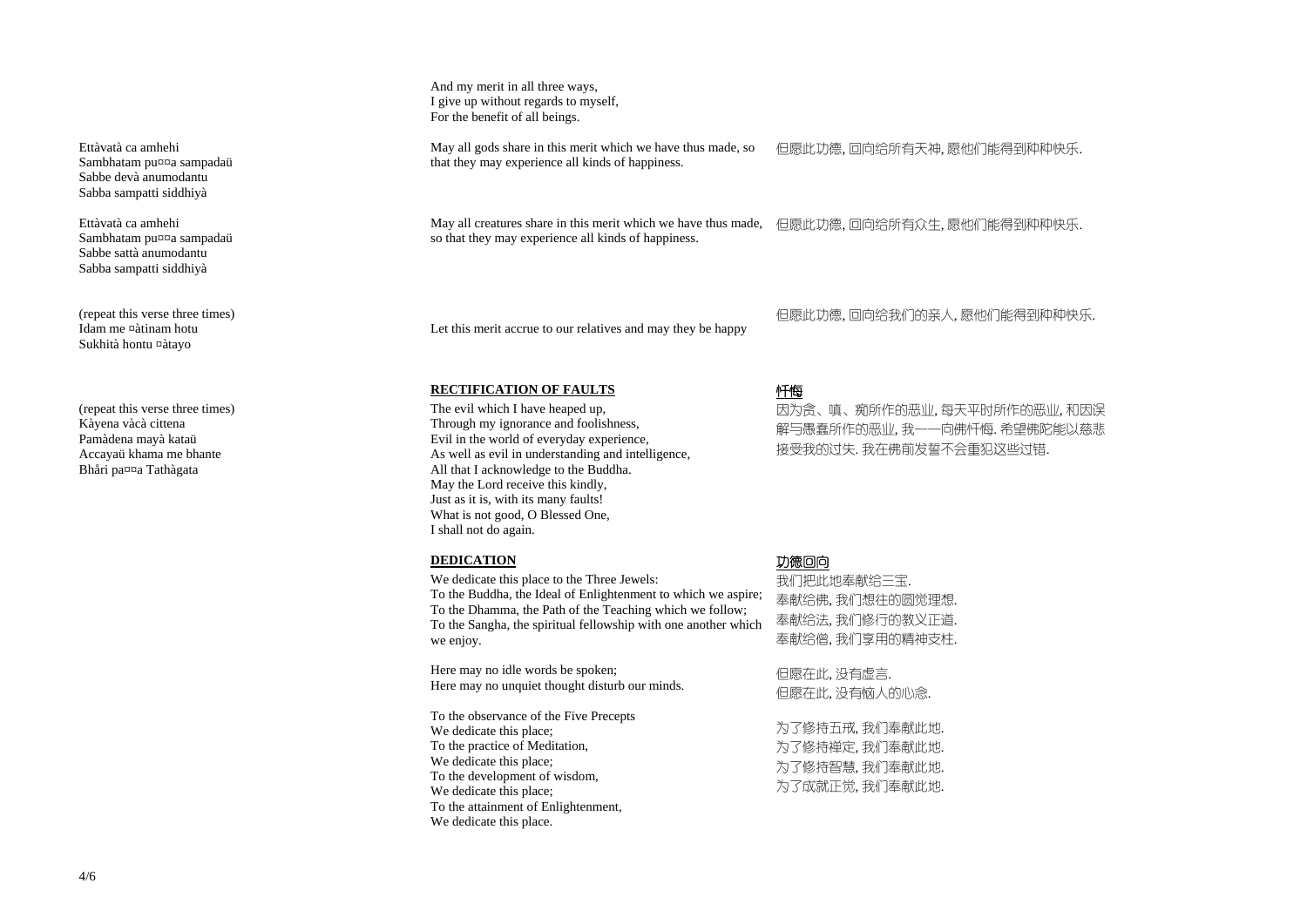And my merit in all three ways,
I give up without regards to myself,
For the benefit of all beings.

Ettàvatà ca amhehi
Sambhatam pu¤¤a sampadaü
Sabbe devà anumodantu
Sabba sampatti siddhiyà

May all gods share in this merit which we have thus made, so that they may experience all kinds of happiness.

但愿此功德, 回向给所有天神, 愿他们能得到种种快乐.

Ettàvatà ca amhehi
Sambhatam pu¤¤a sampadaü
Sabbe sattà anumodantu
Sabba sampatti siddhiyà

May all creatures share in this merit which we have thus made, so that they may experience all kinds of happiness.

但愿此功德, 回向给所有众生, 愿他们能得到种种快乐.

(repeat this verse three times)
Idam me ¤àtinam hotu
Sukhità hontu ¤àtayo

Let this merit accrue to our relatives and may they be happy

但愿此功德, 回向给我们的亲人, 愿他们能得到种种快乐.

## RECTIFICATION OF FAULTS

(repeat this verse three times)
Kàyena vàcà cittena
Pamàdena mayà kataü
Accayaü khama me bhante
Bhåri pa¤¤a Tathàgata

The evil which I have heaped up,
Through my ignorance and foolishness,
Evil in the world of everyday experience,
As well as evil in understanding and intelligence,
All that I acknowledge to the Buddha.
May the Lord receive this kindly,
Just as it is, with its many faults!
What is not good, O Blessed One,
I shall not do again.

## 忏悔

因为贪、嗔、痴所作的恶业, 每天平时所作的恶业, 和因误解与愚蠢所作的恶业, 我一一向佛忏悔. 希望佛陀能以慈悲接受我的过失. 我在佛前发誓不会重犯这些过错.

## DEDICATION

We dedicate this place to the Three Jewels:
To the Buddha, the Ideal of Enlightenment to which we aspire;
To the Dhamma, the Path of the Teaching which we follow;
To the Sangha, the spiritual fellowship with one another which we enjoy.

Here may no idle words be spoken;
Here may no unquiet thought disturb our minds.

To the observance of the Five Precepts
We dedicate this place;
To the practice of Meditation,
We dedicate this place;
To the development of wisdom,
We dedicate this place;
To the attainment of Enlightenment,
We dedicate this place.

## 功德回向

我们把此地奉献给三宝.
奉献给佛, 我们想往的圆觉理想.
奉献给法, 我们修行的教义正道.
奉献给僧, 我们享用的精神支柱.

但愿在此, 没有虚言.
但愿在此, 没有恼人的心念.

为了修持五戒, 我们奉献此地.
为了修持禅定, 我们奉献此地.
为了修持智慧, 我们奉献此地.
为了成就正觉, 我们奉献此地.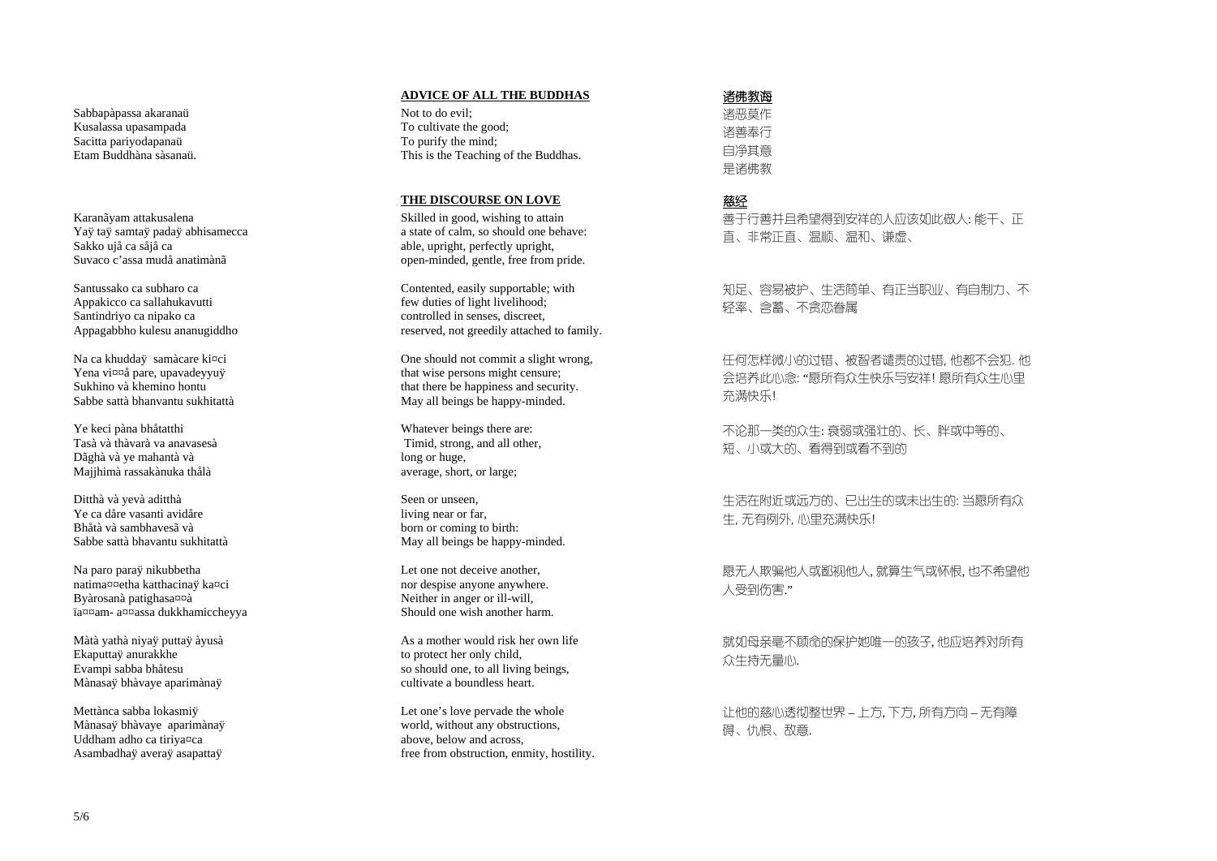Sabbapàpassa akaranaü
Kusalassa upasampada
Sacitta pariyodapanaü
Etam Buddhàna sàsanaü.

**ADVICE OF ALL THE BUDDHAS**

Not to do evil;
To cultivate the good;
To purify the mind;
This is the Teaching of the Buddhas.

**诸佛教诲**

诸恶莫作
诸善奉行
自净其意
是诸佛教

Karanãyam attakusalena
Yaÿ taÿ samtaÿ padaÿ abhisamecca
Sakko ujå ca såjå ca
Suvaco c'assa mudå anatimànã

**THE DISCOURSE ON LOVE**

Skilled in good, wishing to attain
a state of calm, so should one behave:
able, upright, perfectly upright,
open-minded, gentle, free from pride.

**慈经**

善于行善并且希望得到安祥的人应该如此做人: 能干、正直、非常正直、温顺、温和、谦虚、

Santussako ca subharo ca
Appakicco ca sallahukavutti
Santindriyo ca nipako ca
Appagabbho kulesu ananugiddho

Contented, easily supportable; with
few duties of light livelihood;
controlled in senses, discreet,
reserved, not greedily attached to family.

知足、容易被护、生活简单、有正当职业、有自制力、不轻率、含蓄、不贪恋眷属

Na ca khuddaÿ samàcare ki¤ci
Yena vi¤¤å pare, upavadeyyuÿ
Sukhino và khemino hontu
Sabbe sattà bhanvantu sukhitattà

One should not commit a slight wrong,
that wise persons might censure;
that there be happiness and security.
May all beings be happy-minded.

任何怎样微小的过错、被智者谴责的过错, 他都不会犯. 他会培养此心念: "愿所有众生快乐与安祥! 愿所有众生心里充满快乐!

Ye keci pàna bhåtatthi
Tasà và thàvarà va anavasesà
Dãghà và ye mahantà và
Majjhimà rassakànuka thålà

Whatever beings there are:
Timid, strong, and all other,
long or huge,
average, short, or large;

不论那一类的众生: 衰弱或强壮的、长、胖或中等的、短、小或大的、看得到或看不到的

Ditthà và yevà aditthà
Ye ca dåre vasanti avidåre
Bhåtà và sambhavesã và
Sabbe sattà bhavantu sukhitattà

Seen or unseen,
living near or far,
born or coming to birth:
May all beings be happy-minded.

生活在附近或远方的、已出生的或未出生的: 当愿所有众生, 无有例外, 心里充满快乐!

Na paro paraÿ nikubbetha
natima¤¤etha katthacinaÿ ka¤ci
Byàrosanà patighasa¤¤à
ïa¤¤am- a¤¤assa dukkhamiccheyya

Let one not deceive another,
nor despise anyone anywhere.
Neither in anger or ill-will,
Should one wish another harm.

愿无人欺骗他人或鄙视他人, 就算生气或怀恨, 也不希望他人受到伤害."

Màtà yathà niyaÿ puttaÿ àyusà
Ekaputtaÿ anurakkhe
Evampi sabba bhåtesu
Mànasaÿ bhàvaye aparimànaÿ

As a mother would risk her own life
to protect her only child,
so should one, to all living beings,
cultivate a boundless heart.

就如母亲毫不顾命的保护她唯一的孩子, 他应培养对所有众生持无量心.

Mettànca sabba lokasmiÿ
Mànasaÿ bhàvaye aparimànaÿ
Uddham adho ca tiriya¤ca
Asambadhaÿ averaÿ asapattaÿ

Let one's love pervade the whole
world, without any obstructions,
above, below and across,
free from obstruction, enmity, hostility.

让他的慈心透彻整世界 – 上方, 下方, 所有方向 – 无有障碍、仇恨、敌意.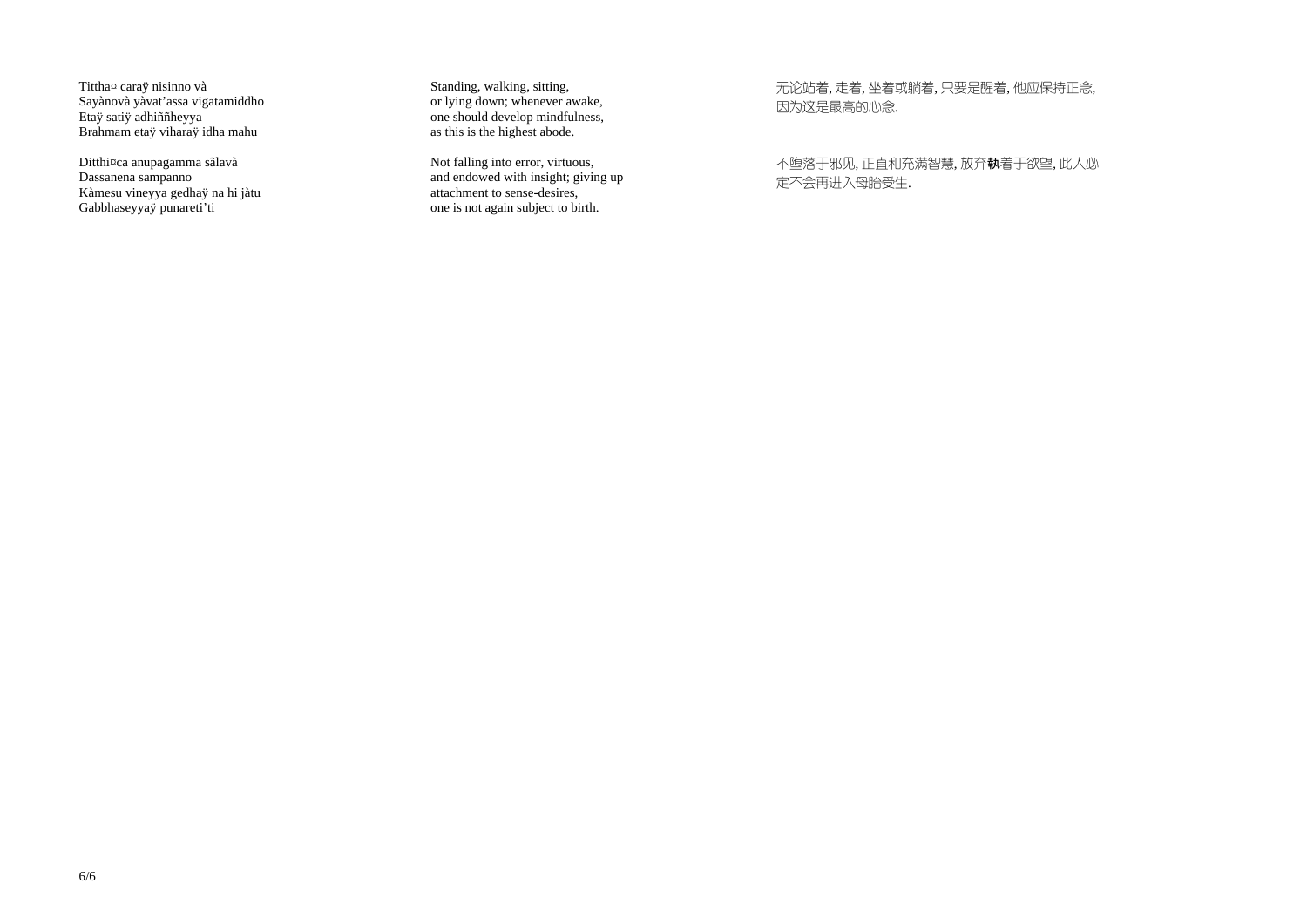Tittha¤ caraÿ nisinno và
Sayànovà yàvat'assa vigatamiddho
Etaÿ satiÿ adhiññheyya
Brahmam etaÿ viharaÿ idha mahu

Standing, walking, sitting,
or lying down; whenever awake,
one should develop mindfulness,
as this is the highest abode.

无论站着, 走着, 坐着或躺着, 只要是醒着, 他应保持正念,
因为这是最高的心念.

Ditthi¤ca anupagamma sãlavà
Dassanena sampanno
Kàmesu vineyya gedhaÿ na hi jàtu
Gabbhaseyyaÿ punareti'ti

Not falling into error, virtuous,
and endowed with insight; giving up
attachment to sense-desires,
one is not again subject to birth.

不堕落于邪见, 正直和充满智慧, 放弃執着于欲望, 此人必
定不会再进入母胎受生.